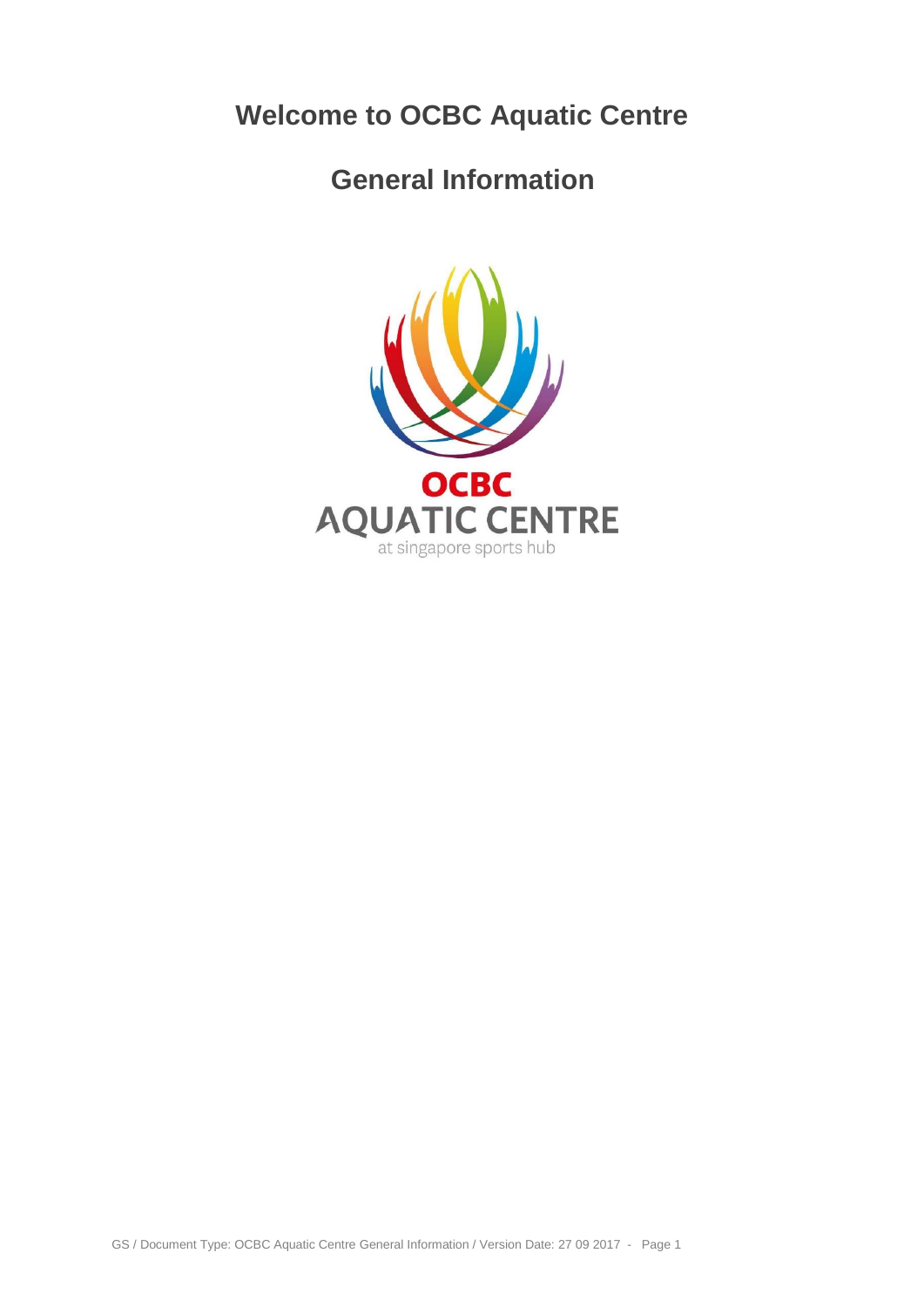# Welcome to OCBC Aquatic Centre

## General Information

OCBC
AQUATIC CENTRE
at singapore sports hub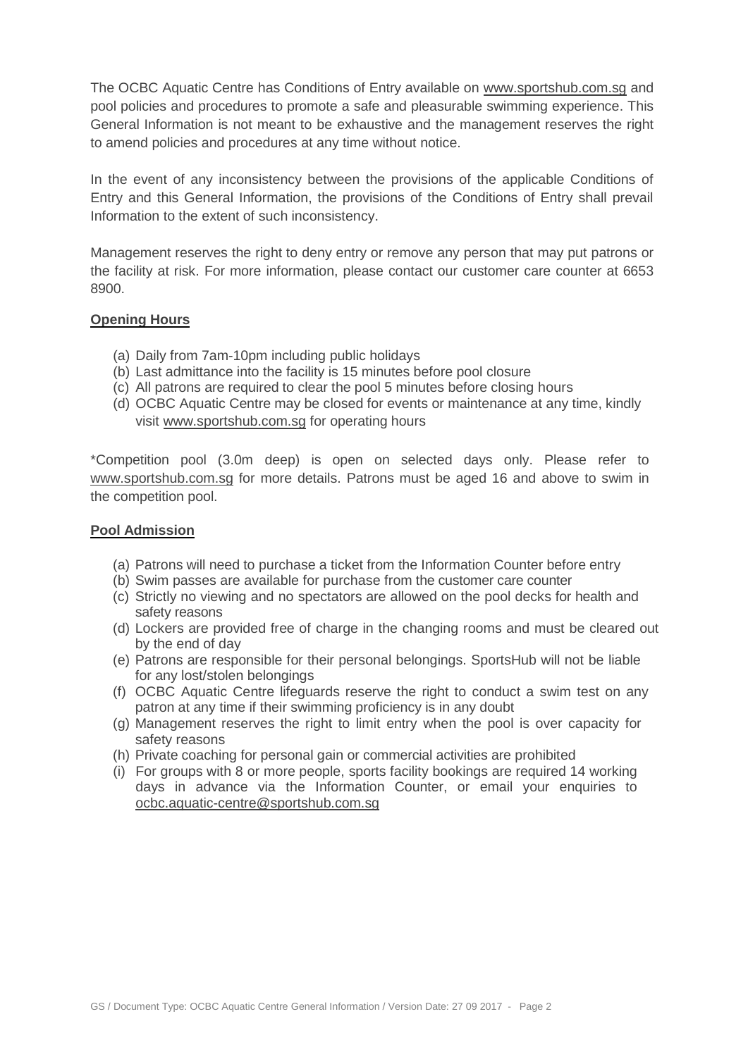The OCBC Aquatic Centre has Conditions of Entry available on www.sportshub.com.sg and pool policies and procedures to promote a safe and pleasurable swimming experience. This General Information is not meant to be exhaustive and the management reserves the right to amend policies and procedures at any time without notice.

In the event of any inconsistency between the provisions of the applicable Conditions of Entry and this General Information, the provisions of the Conditions of Entry shall prevail Information to the extent of such inconsistency.

Management reserves the right to deny entry or remove any person that may put patrons or the facility at risk. For more information, please contact our customer care counter at 6653 8900.

**Opening Hours**

(a) Daily from 7am-10pm including public holidays
(b) Last admittance into the facility is 15 minutes before pool closure
(c) All patrons are required to clear the pool 5 minutes before closing hours
(d) OCBC Aquatic Centre may be closed for events or maintenance at any time, kindly visit www.sportshub.com.sg for operating hours

*Competition pool (3.0m deep) is open on selected days only. Please refer to www.sportshub.com.sg for more details. Patrons must be aged 16 and above to swim in the competition pool.

**Pool Admission**

(a) Patrons will need to purchase a ticket from the Information Counter before entry
(b) Swim passes are available for purchase from the customer care counter
(c) Strictly no viewing and no spectators are allowed on the pool decks for health and safety reasons
(d) Lockers are provided free of charge in the changing rooms and must be cleared out by the end of day
(e) Patrons are responsible for their personal belongings. SportsHub will not be liable for any lost/stolen belongings
(f) OCBC Aquatic Centre lifeguards reserve the right to conduct a swim test on any patron at any time if their swimming proficiency is in any doubt
(g) Management reserves the right to limit entry when the pool is over capacity for safety reasons
(h) Private coaching for personal gain or commercial activities are prohibited
(i) For groups with 8 or more people, sports facility bookings are required 14 working days in advance via the Information Counter, or email your enquiries to ocbc.aquatic-centre@sportshub.com.sg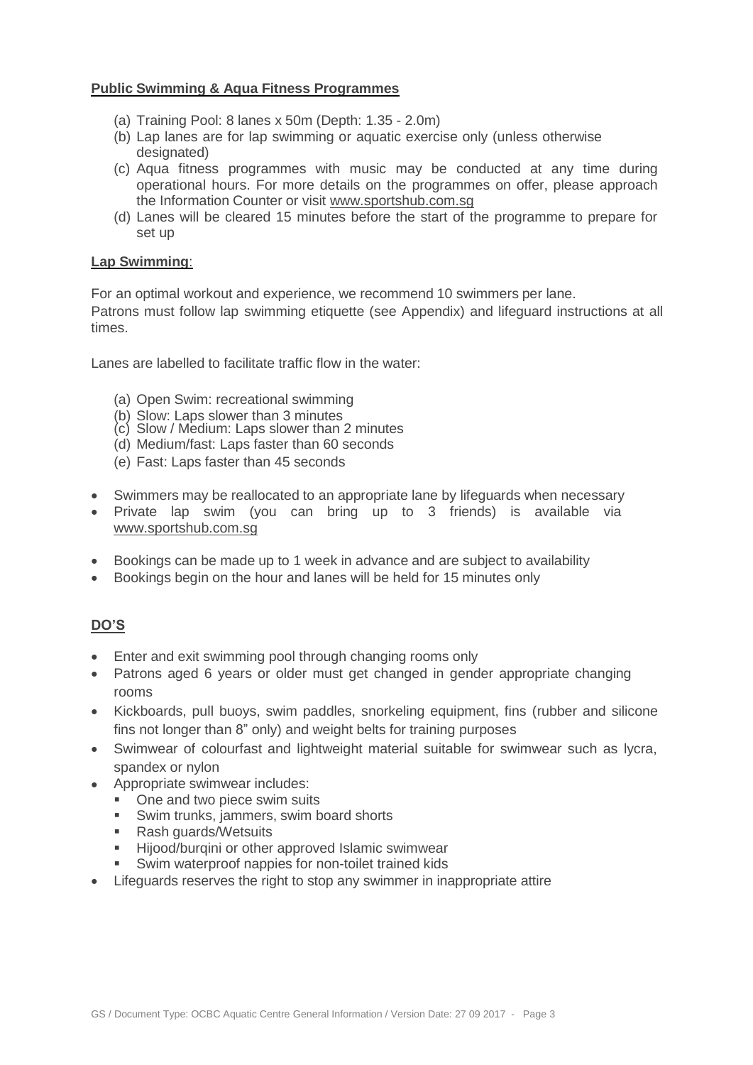**Public Swimming & Aqua Fitness Programmes**

(a) Training Pool: 8 lanes x 50m (Depth: 1.35 - 2.0m)
(b) Lap lanes are for lap swimming or aquatic exercise only (unless otherwise designated)
(c) Aqua fitness programmes with music may be conducted at any time during operational hours. For more details on the programmes on offer, please approach the Information Counter or visit www.sportshub.com.sg
(d) Lanes will be cleared 15 minutes before the start of the programme to prepare for set up

**Lap Swimming**:

For an optimal workout and experience, we recommend 10 swimmers per lane.
Patrons must follow lap swimming etiquette (see Appendix) and lifeguard instructions at all times.

Lanes are labelled to facilitate traffic flow in the water:

(a) Open Swim: recreational swimming
(b) Slow: Laps slower than 3 minutes
(c) Slow / Medium: Laps slower than 2 minutes
(d) Medium/fast: Laps faster than 60 seconds
(e) Fast: Laps faster than 45 seconds

- Swimmers may be reallocated to an appropriate lane by lifeguards when necessary
- Private lap swim (you can bring up to 3 friends) is available via www.sportshub.com.sg

- Bookings can be made up to 1 week in advance and are subject to availability
- Bookings begin on the hour and lanes will be held for 15 minutes only

**DO'S**

- Enter and exit swimming pool through changing rooms only
- Patrons aged 6 years or older must get changed in gender appropriate changing rooms
- Kickboards, pull buoys, swim paddles, snorkeling equipment, fins (rubber and silicone fins not longer than 8" only) and weight belts for training purposes
- Swimwear of colourfast and lightweight material suitable for swimwear such as lycra, spandex or nylon
- Appropriate swimwear includes:
  - One and two piece swim suits
  - Swim trunks, jammers, swim board shorts
  - Rash guards/Wetsuits
  - Hijood/burqini or other approved Islamic swimwear
  - Swim waterproof nappies for non-toilet trained kids
- Lifeguards reserves the right to stop any swimmer in inappropriate attire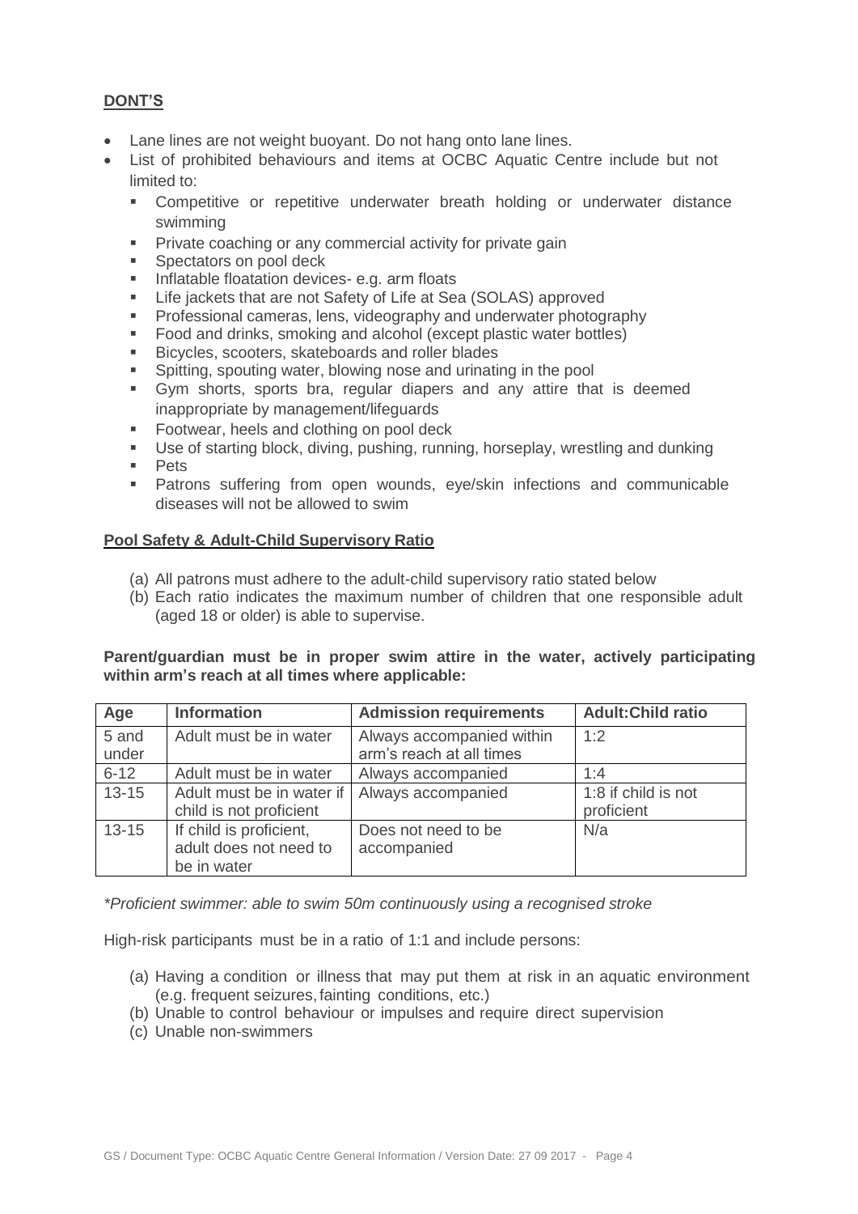**DONT'S**

- Lane lines are not weight buoyant. Do not hang onto lane lines.
- List of prohibited behaviours and items at OCBC Aquatic Centre include but not limited to:
  - Competitive or repetitive underwater breath holding or underwater distance swimming
  - Private coaching or any commercial activity for private gain
  - Spectators on pool deck
  - Inflatable floatation devices- e.g. arm floats
  - Life jackets that are not Safety of Life at Sea (SOLAS) approved
  - Professional cameras, lens, videography and underwater photography
  - Food and drinks, smoking and alcohol (except plastic water bottles)
  - Bicycles, scooters, skateboards and roller blades
  - Spitting, spouting water, blowing nose and urinating in the pool
  - Gym shorts, sports bra, regular diapers and any attire that is deemed inappropriate by management/lifeguards
  - Footwear, heels and clothing on pool deck
  - Use of starting block, diving, pushing, running, horseplay, wrestling and dunking
  - Pets
  - Patrons suffering from open wounds, eye/skin infections and communicable diseases will not be allowed to swim

**Pool Safety & Adult-Child Supervisory Ratio**

(a) All patrons must adhere to the adult-child supervisory ratio stated below
(b) Each ratio indicates the maximum number of children that one responsible adult (aged 18 or older) is able to supervise.

**Parent/guardian must be in proper swim attire in the water, actively participating within arm's reach at all times where applicable:**

| Age | Information | Admission requirements | Adult:Child ratio |
|---|---|---|---|
| 5 and under | Adult must be in water | Always accompanied within arm's reach at all times | 1:2 |
| 6-12 | Adult must be in water | Always accompanied | 1:4 |
| 13-15 | Adult must be in water if child is not proficient | Always accompanied | 1:8 if child is not proficient |
| 13-15 | If child is proficient, adult does not need to be in water | Does not need to be accompanied | N/a |

*\*Proficient swimmer: able to swim 50m continuously using a recognised stroke*

High-risk participants must be in a ratio of 1:1 and include persons:

(a) Having a condition or illness that may put them at risk in an aquatic environment (e.g. frequent seizures, fainting conditions, etc.)
(b) Unable to control behaviour or impulses and require direct supervision
(c) Unable non-swimmers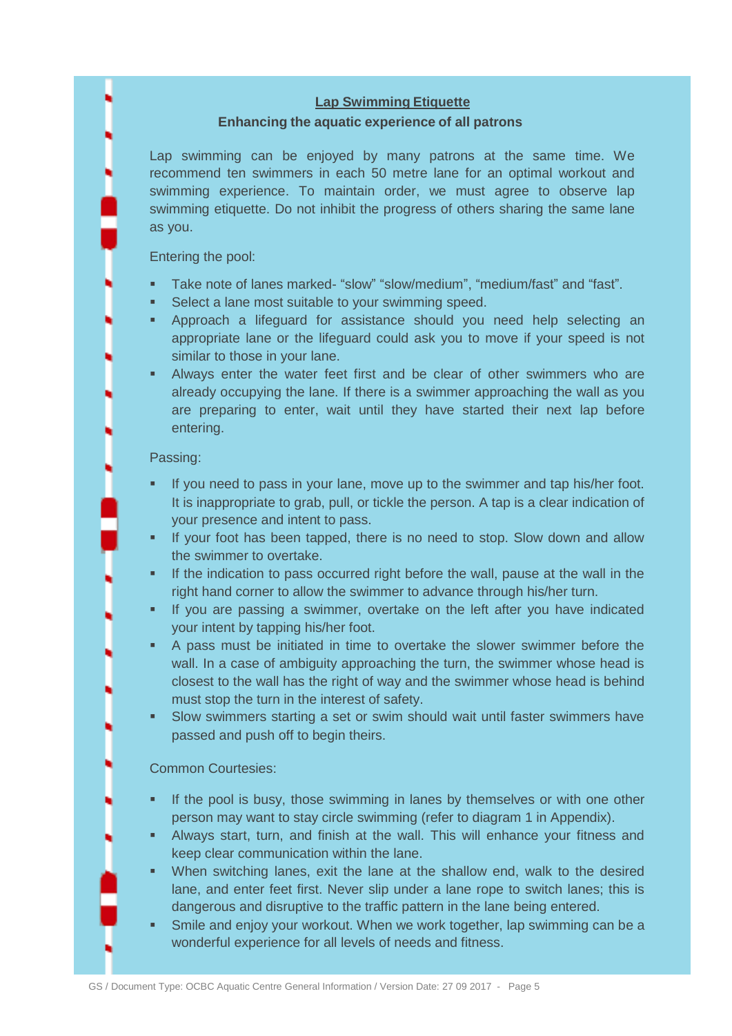## Lap Swimming Etiquette

**Enhancing the aquatic experience of all patrons**

Lap swimming can be enjoyed by many patrons at the same time. We recommend ten swimmers in each 50 metre lane for an optimal workout and swimming experience. To maintain order, we must agree to observe lap swimming etiquette. Do not inhibit the progress of others sharing the same lane as you.

Entering the pool:

- Take note of lanes marked- “slow” “slow/medium”, “medium/fast” and “fast”.
- Select a lane most suitable to your swimming speed.
- Approach a lifeguard for assistance should you need help selecting an appropriate lane or the lifeguard could ask you to move if your speed is not similar to those in your lane.
- Always enter the water feet first and be clear of other swimmers who are already occupying the lane. If there is a swimmer approaching the wall as you are preparing to enter, wait until they have started their next lap before entering.

Passing:

- If you need to pass in your lane, move up to the swimmer and tap his/her foot. It is inappropriate to grab, pull, or tickle the person. A tap is a clear indication of your presence and intent to pass.
- If your foot has been tapped, there is no need to stop. Slow down and allow the swimmer to overtake.
- If the indication to pass occurred right before the wall, pause at the wall in the right hand corner to allow the swimmer to advance through his/her turn.
- If you are passing a swimmer, overtake on the left after you have indicated your intent by tapping his/her foot.
- A pass must be initiated in time to overtake the slower swimmer before the wall. In a case of ambiguity approaching the turn, the swimmer whose head is closest to the wall has the right of way and the swimmer whose head is behind must stop the turn in the interest of safety.
- Slow swimmers starting a set or swim should wait until faster swimmers have passed and push off to begin theirs.

Common Courtesies:

- If the pool is busy, those swimming in lanes by themselves or with one other person may want to stay circle swimming (refer to diagram 1 in Appendix).
- Always start, turn, and finish at the wall. This will enhance your fitness and keep clear communication within the lane.
- When switching lanes, exit the lane at the shallow end, walk to the desired lane, and enter feet first. Never slip under a lane rope to switch lanes; this is dangerous and disruptive to the traffic pattern in the lane being entered.
- Smile and enjoy your workout. When we work together, lap swimming can be a wonderful experience for all levels of needs and fitness.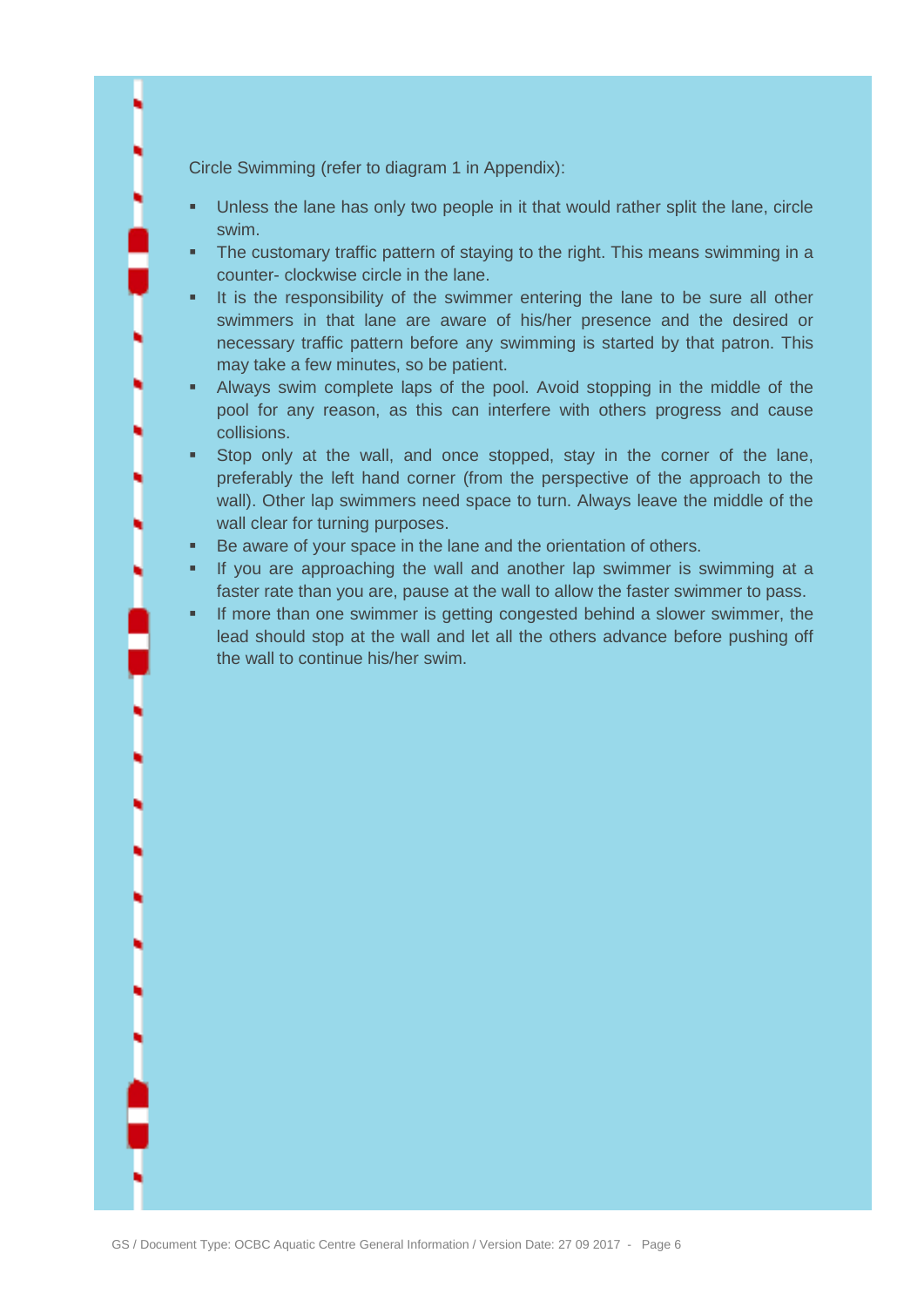Circle Swimming (refer to diagram 1 in Appendix):

- Unless the lane has only two people in it that would rather split the lane, circle swim.
- The customary traffic pattern of staying to the right. This means swimming in a counter- clockwise circle in the lane.
- It is the responsibility of the swimmer entering the lane to be sure all other swimmers in that lane are aware of his/her presence and the desired or necessary traffic pattern before any swimming is started by that patron. This may take a few minutes, so be patient.
- Always swim complete laps of the pool. Avoid stopping in the middle of the pool for any reason, as this can interfere with others progress and cause collisions.
- Stop only at the wall, and once stopped, stay in the corner of the lane, preferably the left hand corner (from the perspective of the approach to the wall). Other lap swimmers need space to turn. Always leave the middle of the wall clear for turning purposes.
- Be aware of your space in the lane and the orientation of others.
- If you are approaching the wall and another lap swimmer is swimming at a faster rate than you are, pause at the wall to allow the faster swimmer to pass.
- If more than one swimmer is getting congested behind a slower swimmer, the lead should stop at the wall and let all the others advance before pushing off the wall to continue his/her swim.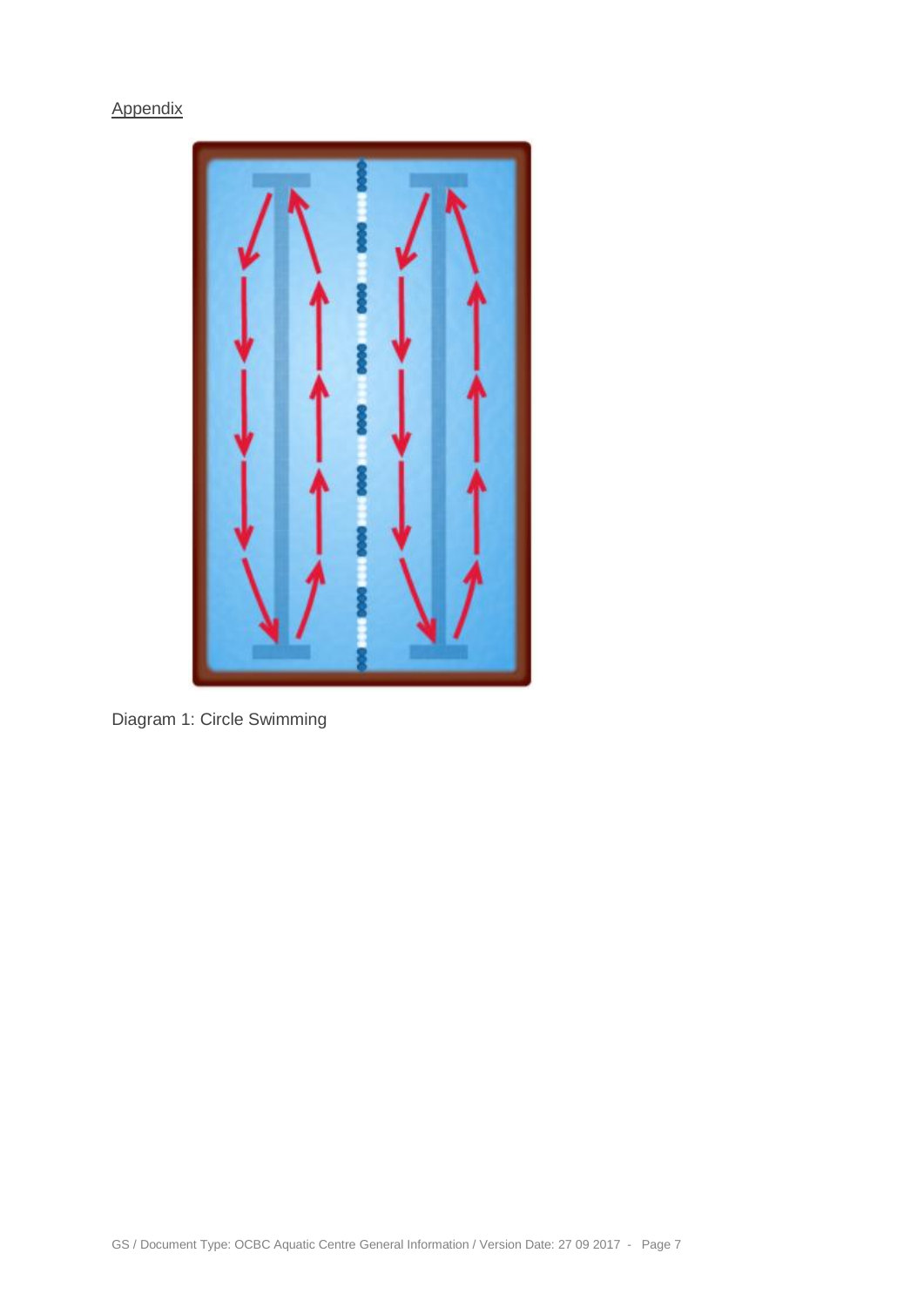Appendix

Diagram 1: Circle Swimming